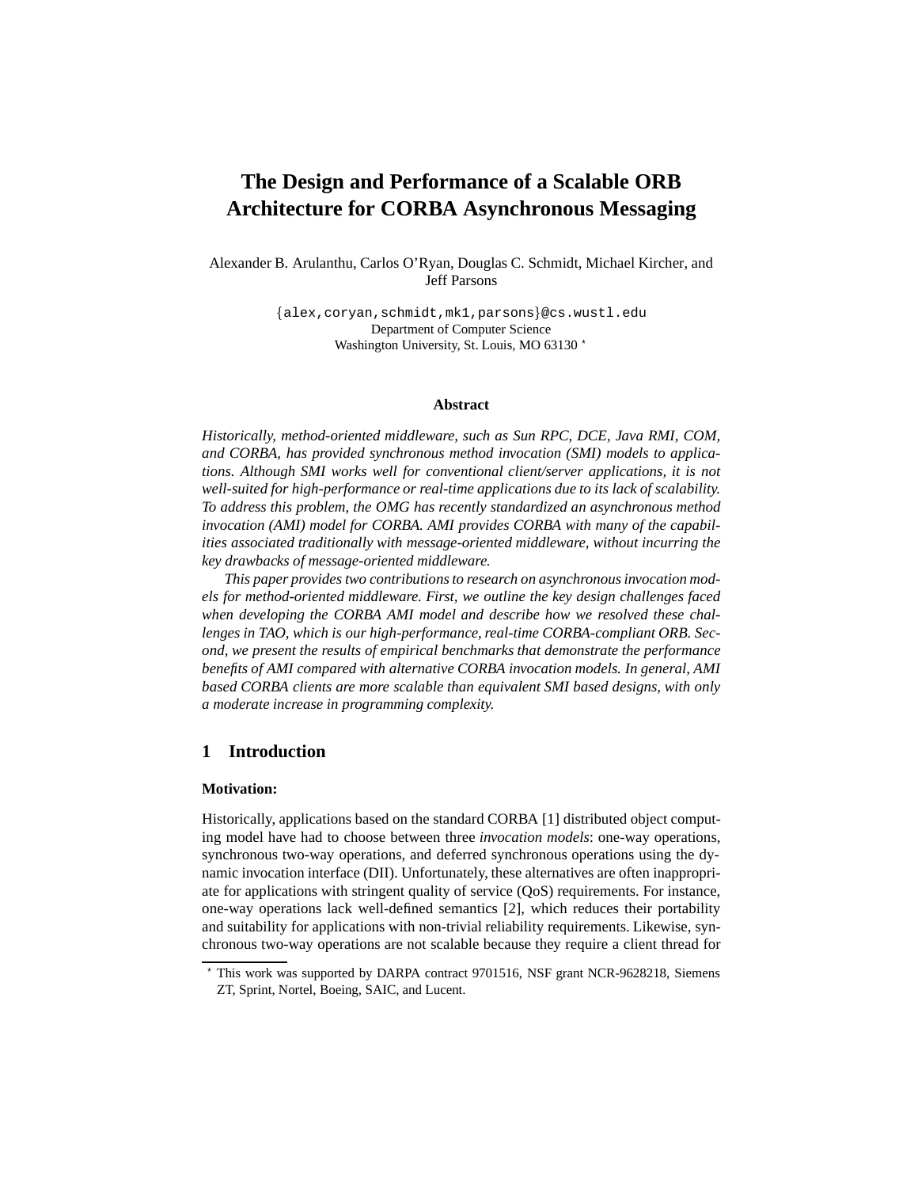# The Design and Performance of a Scalable ORB Architecture for CORBA Asynchronous Messaging

Alexander B. Arulanthu, Carlos O'Ryan, Douglas C. Schmidt, Michael Kircher, and Jeff Parsons

{alex,coryan,schmidt,mk1,parsons}@cs.wustl.edu
Department of Computer Science
Washington University, St. Louis, MO 63130 [⋆]

### Abstract

*Historically, method-oriented middleware, such as Sun RPC, DCE, Java RMI, COM, and CORBA, has provided synchronous method invocation (SMI) models to applications. Although SMI works well for conventional client/server applications, it is not well-suited for high-performance or real-time applications due to its lack of scalability. To address this problem, the OMG has recently standardized an asynchronous method invocation (AMI) model for CORBA. AMI provides CORBA with many of the capabilities associated traditionally with message-oriented middleware, without incurring the key drawbacks of message-oriented middleware.*

*This paper provides two contributions to research on asynchronous invocation models for method-oriented middleware. First, we outline the key design challenges faced when developing the CORBA AMI model and describe how we resolved these challenges in TAO, which is our high-performance, real-time CORBA-compliant ORB. Second, we present the results of empirical benchmarks that demonstrate the performance benefits of AMI compared with alternative CORBA invocation models. In general, AMI based CORBA clients are more scalable than equivalent SMI based designs, with only a moderate increase in programming complexity.*

## 1 Introduction

### Motivation:

Historically, applications based on the standard CORBA [1] distributed object computing model have had to choose between three *invocation models*: one-way operations, synchronous two-way operations, and deferred synchronous operations using the dynamic invocation interface (DII). Unfortunately, these alternatives are often inappropriate for applications with stringent quality of service (QoS) requirements. For instance, one-way operations lack well-defined semantics [2], which reduces their portability and suitability for applications with non-trivial reliability requirements. Likewise, synchronous two-way operations are not scalable because they require a client thread for

[⋆] This work was supported by DARPA contract 9701516, NSF grant NCR-9628218, Siemens ZT, Sprint, Nortel, Boeing, SAIC, and Lucent.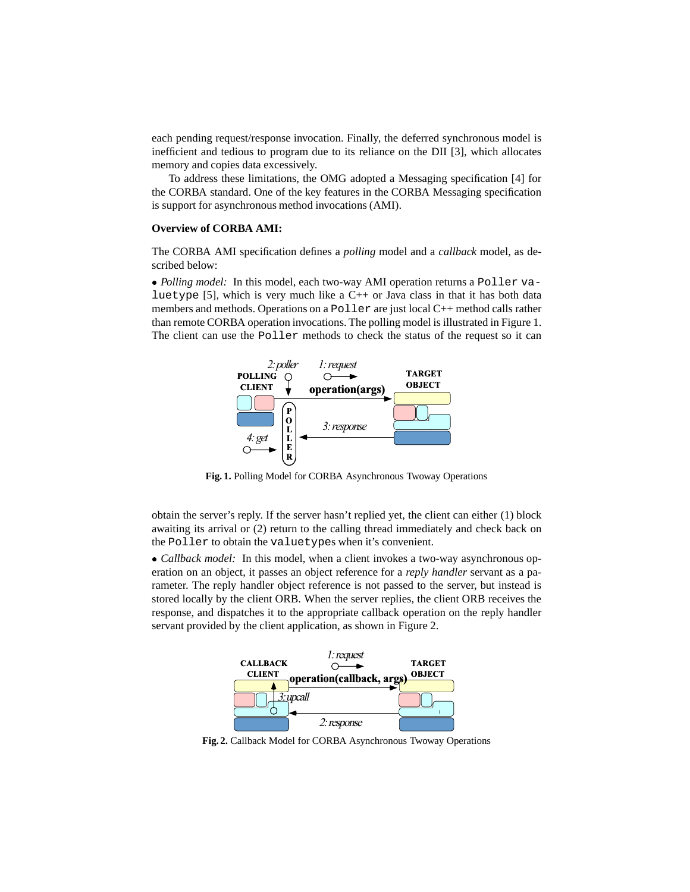each pending request/response invocation. Finally, the deferred synchronous model is inefficient and tedious to program due to its reliance on the DII [3], which allocates memory and copies data excessively.

To address these limitations, the OMG adopted a Messaging specification [4] for the CORBA standard. One of the key features in the CORBA Messaging specification is support for asynchronous method invocations (AMI).

**Overview of CORBA AMI:**

The CORBA AMI specification defines a *polling* model and a *callback* model, as described below:

• *Polling model:* In this model, each two-way AMI operation returns a `Poller valuetype` [5], which is very much like a C++ or Java class in that it has both data members and methods. Operations on a `Poller` are just local C++ method calls rather than remote CORBA operation invocations. The polling model is illustrated in Figure 1. The client can use the `Poller` methods to check the status of the request so it can obtain the server's reply. If the server hasn't replied yet, the client can either (1) block awaiting its arrival or (2) return to the calling thread immediately and check back on the `Poller` to obtain the `valuetype`s when it's convenient.

**Fig. 1.** Polling Model for CORBA Asynchronous Twoway Operations

• *Callback model:* In this model, when a client invokes a two-way asynchronous operation on an object, it passes an object reference for a *reply handler* servant as a parameter. The reply handler object reference is not passed to the server, but instead is stored locally by the client ORB. When the server replies, the client ORB receives the response, and dispatches it to the appropriate callback operation on the reply handler servant provided by the client application, as shown in Figure 2.

**Fig. 2.** Callback Model for CORBA Asynchronous Twoway Operations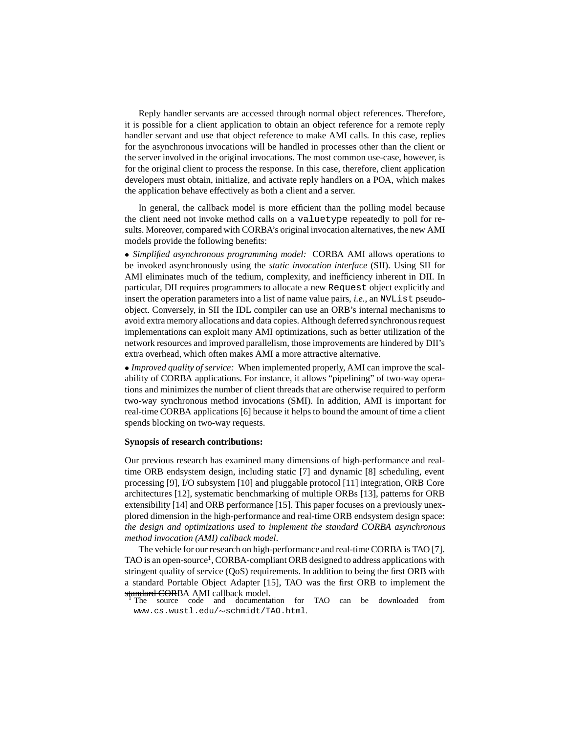Reply handler servants are accessed through normal object references. Therefore, it is possible for a client application to obtain an object reference for a remote reply handler servant and use that object reference to make AMI calls. In this case, replies for the asynchronous invocations will be handled in processes other than the client or the server involved in the original invocations. The most common use-case, however, is for the original client to process the response. In this case, therefore, client application developers must obtain, initialize, and activate reply handlers on a POA, which makes the application behave effectively as both a client and a server.

In general, the callback model is more efficient than the polling model because the client need not invoke method calls on a `valuetype` repeatedly to poll for results. Moreover, compared with CORBA's original invocation alternatives, the new AMI models provide the following benefits:

• *Simplified asynchronous programming model:* CORBA AMI allows operations to be invoked asynchronously using the *static invocation interface* (SII). Using SII for AMI eliminates much of the tedium, complexity, and inefficiency inherent in DII. In particular, DII requires programmers to allocate a new `Request` object explicitly and insert the operation parameters into a list of name value pairs, *i.e.*, an `NVList` pseudo-object. Conversely, in SII the IDL compiler can use an ORB's internal mechanisms to avoid extra memory allocations and data copies. Although deferred synchronous request implementations can exploit many AMI optimizations, such as better utilization of the network resources and improved parallelism, those improvements are hindered by DII's extra overhead, which often makes AMI a more attractive alternative.

• *Improved quality of service:* When implemented properly, AMI can improve the scalability of CORBA applications. For instance, it allows "pipelining" of two-way operations and minimizes the number of client threads that are otherwise required to perform two-way synchronous method invocations (SMI). In addition, AMI is important for real-time CORBA applications [6] because it helps to bound the amount of time a client spends blocking on two-way requests.

**Synopsis of research contributions:**

Our previous research has examined many dimensions of high-performance and real-time ORB endsystem design, including static [7] and dynamic [8] scheduling, event processing [9], I/O subsystem [10] and pluggable protocol [11] integration, ORB Core architectures [12], systematic benchmarking of multiple ORBs [13], patterns for ORB extensibility [14] and ORB performance [15]. This paper focuses on a previously unexplored dimension in the high-performance and real-time ORB endsystem design space: *the design and optimizations used to implement the standard CORBA asynchronous method invocation (AMI) callback model*.

The vehicle for our research on high-performance and real-time CORBA is TAO [7]. TAO is an open-source[1], CORBA-compliant ORB designed to address applications with stringent quality of service (QoS) requirements. In addition to being the first ORB with a standard Portable Object Adapter [15], TAO was the first ORB to implement the standard CORBA AMI callback model.

[1] The source code and documentation for TAO can be downloaded from `www.cs.wustl.edu/~schmidt/TAO.html`.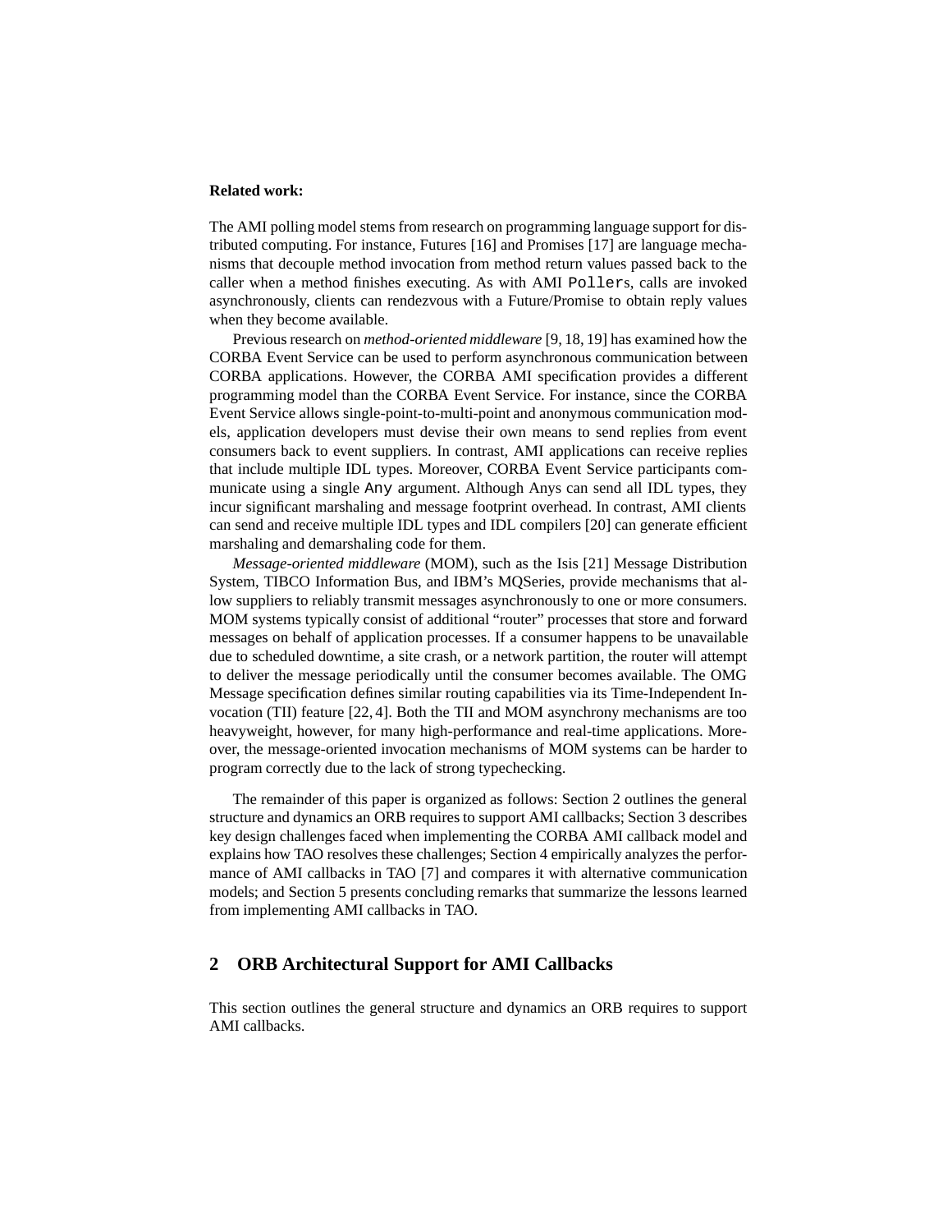**Related work:**

The AMI polling model stems from research on programming language support for distributed computing. For instance, Futures [16] and Promises [17] are language mechanisms that decouple method invocation from method return values passed back to the caller when a method finishes executing. As with AMI `Poller`s, calls are invoked asynchronously, clients can rendezvous with a Future/Promise to obtain reply values when they become available.

Previous research on *method-oriented middleware* [9, 18, 19] has examined how the CORBA Event Service can be used to perform asynchronous communication between CORBA applications. However, the CORBA AMI specification provides a different programming model than the CORBA Event Service. For instance, since the CORBA Event Service allows single-point-to-multi-point and anonymous communication models, application developers must devise their own means to send replies from event consumers back to event suppliers. In contrast, AMI applications can receive replies that include multiple IDL types. Moreover, CORBA Event Service participants communicate using a single `Any` argument. Although Anys can send all IDL types, they incur significant marshaling and message footprint overhead. In contrast, AMI clients can send and receive multiple IDL types and IDL compilers [20] can generate efficient marshaling and demarshaling code for them.

*Message-oriented middleware* (MOM), such as the Isis [21] Message Distribution System, TIBCO Information Bus, and IBM's MQSeries, provide mechanisms that allow suppliers to reliably transmit messages asynchronously to one or more consumers. MOM systems typically consist of additional "router" processes that store and forward messages on behalf of application processes. If a consumer happens to be unavailable due to scheduled downtime, a site crash, or a network partition, the router will attempt to deliver the message periodically until the consumer becomes available. The OMG Message specification defines similar routing capabilities via its Time-Independent Invocation (TII) feature [22, 4]. Both the TII and MOM asynchrony mechanisms are too heavyweight, however, for many high-performance and real-time applications. Moreover, the message-oriented invocation mechanisms of MOM systems can be harder to program correctly due to the lack of strong typechecking.

The remainder of this paper is organized as follows: Section 2 outlines the general structure and dynamics an ORB requires to support AMI callbacks; Section 3 describes key design challenges faced when implementing the CORBA AMI callback model and explains how TAO resolves these challenges; Section 4 empirically analyzes the performance of AMI callbacks in TAO [7] and compares it with alternative communication models; and Section 5 presents concluding remarks that summarize the lessons learned from implementing AMI callbacks in TAO.

## 2 ORB Architectural Support for AMI Callbacks

This section outlines the general structure and dynamics an ORB requires to support AMI callbacks.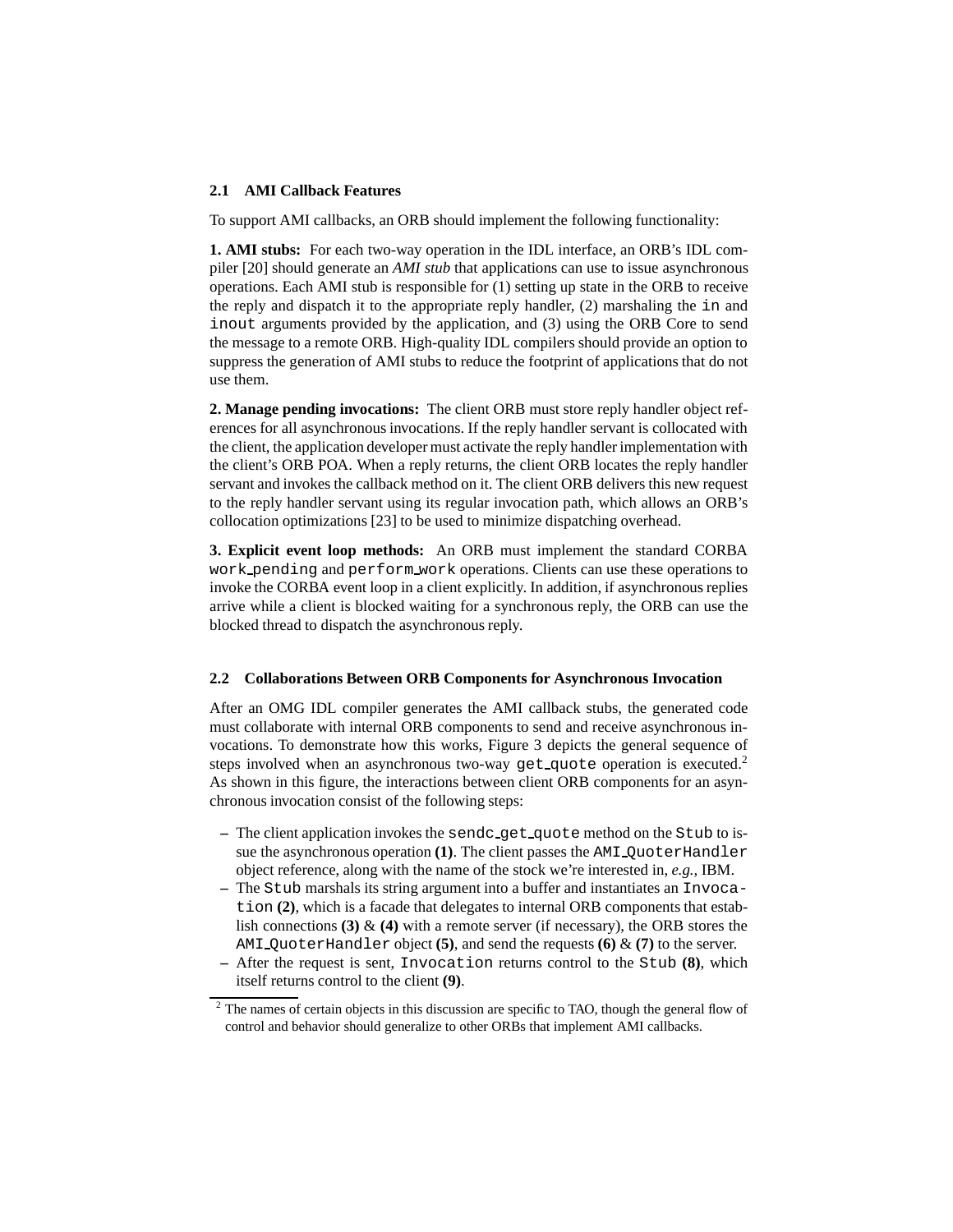### 2.1 AMI Callback Features

To support AMI callbacks, an ORB should implement the following functionality:

**1. AMI stubs:** For each two-way operation in the IDL interface, an ORB's IDL compiler [20] should generate an *AMI stub* that applications can use to issue asynchronous operations. Each AMI stub is responsible for (1) setting up state in the ORB to receive the reply and dispatch it to the appropriate reply handler, (2) marshaling the `in` and `inout` arguments provided by the application, and (3) using the ORB Core to send the message to a remote ORB. High-quality IDL compilers should provide an option to suppress the generation of AMI stubs to reduce the footprint of applications that do not use them.

**2. Manage pending invocations:** The client ORB must store reply handler object references for all asynchronous invocations. If the reply handler servant is collocated with the client, the application developer must activate the reply handler implementation with the client's ORB POA. When a reply returns, the client ORB locates the reply handler servant and invokes the callback method on it. The client ORB delivers this new request to the reply handler servant using its regular invocation path, which allows an ORB's collocation optimizations [23] to be used to minimize dispatching overhead.

**3. Explicit event loop methods:** An ORB must implement the standard CORBA `work_pending` and `perform_work` operations. Clients can use these operations to invoke the CORBA event loop in a client explicitly. In addition, if asynchronous replies arrive while a client is blocked waiting for a synchronous reply, the ORB can use the blocked thread to dispatch the asynchronous reply.

### 2.2 Collaborations Between ORB Components for Asynchronous Invocation

After an OMG IDL compiler generates the AMI callback stubs, the generated code must collaborate with internal ORB components to send and receive asynchronous invocations. To demonstrate how this works, Figure 3 depicts the general sequence of steps involved when an asynchronous two-way `get_quote` operation is executed.[2] As shown in this figure, the interactions between client ORB components for an asynchronous invocation consist of the following steps:

- The client application invokes the `sendc_get_quote` method on the `Stub` to issue the asynchronous operation **(1)**. The client passes the `AMI_QuoterHandler` object reference, along with the name of the stock we're interested in, *e.g.*, IBM.
- The `Stub` marshals its string argument into a buffer and instantiates an `Invocation` **(2)**, which is a facade that delegates to internal ORB components that establish connections **(3)** & **(4)** with a remote server (if necessary), the ORB stores the `AMI_QuoterHandler` object **(5)**, and send the requests **(6)** & **(7)** to the server.
- After the request is sent, `Invocation` returns control to the `Stub` **(8)**, which itself returns control to the client **(9)**.

[2] The names of certain objects in this discussion are specific to TAO, though the general flow of control and behavior should generalize to other ORBs that implement AMI callbacks.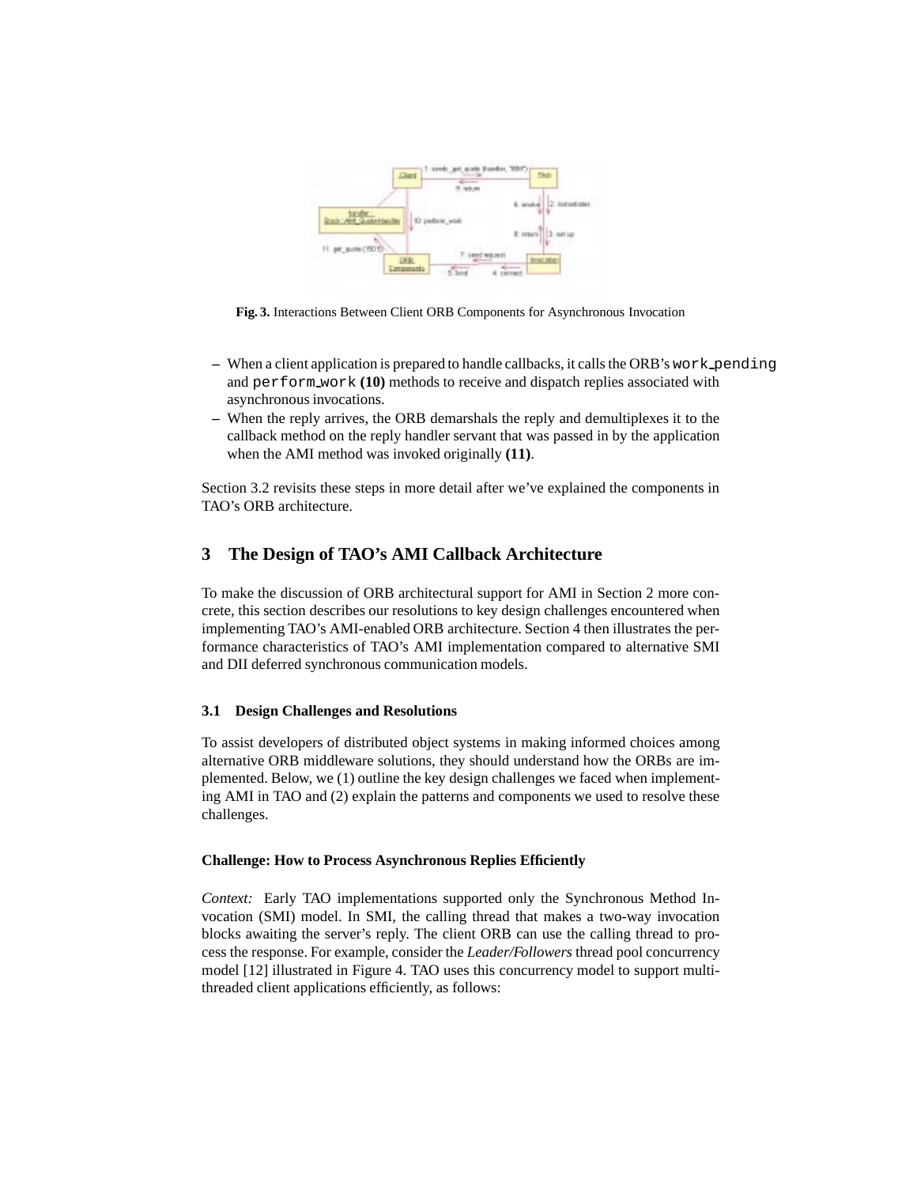Fig. 3. Interactions Between Client ORB Components for Asynchronous Invocation

– When a client application is prepared to handle callbacks, it calls the ORB's `work_pending` and `perform_work` **(10)** methods to receive and dispatch replies associated with asynchronous invocations.
– When the reply arrives, the ORB demarshals the reply and demultiplexes it to the callback method on the reply handler servant that was passed in by the application when the AMI method was invoked originally **(11)**.

Section 3.2 revisits these steps in more detail after we've explained the components in TAO's ORB architecture.

## 3 The Design of TAO's AMI Callback Architecture

To make the discussion of ORB architectural support for AMI in Section 2 more concrete, this section describes our resolutions to key design challenges encountered when implementing TAO's AMI-enabled ORB architecture. Section 4 then illustrates the performance characteristics of TAO's AMI implementation compared to alternative SMI and DII deferred synchronous communication models.

### 3.1 Design Challenges and Resolutions

To assist developers of distributed object systems in making informed choices among alternative ORB middleware solutions, they should understand how the ORBs are implemented. Below, we (1) outline the key design challenges we faced when implementing AMI in TAO and (2) explain the patterns and components we used to resolve these challenges.

**Challenge: How to Process Asynchronous Replies Efficiently**

*Context:* Early TAO implementations supported only the Synchronous Method Invocation (SMI) model. In SMI, the calling thread that makes a two-way invocation blocks awaiting the server's reply. The client ORB can use the calling thread to process the response. For example, consider the *Leader/Followers* thread pool concurrency model [12] illustrated in Figure 4. TAO uses this concurrency model to support multi-threaded client applications efficiently, as follows: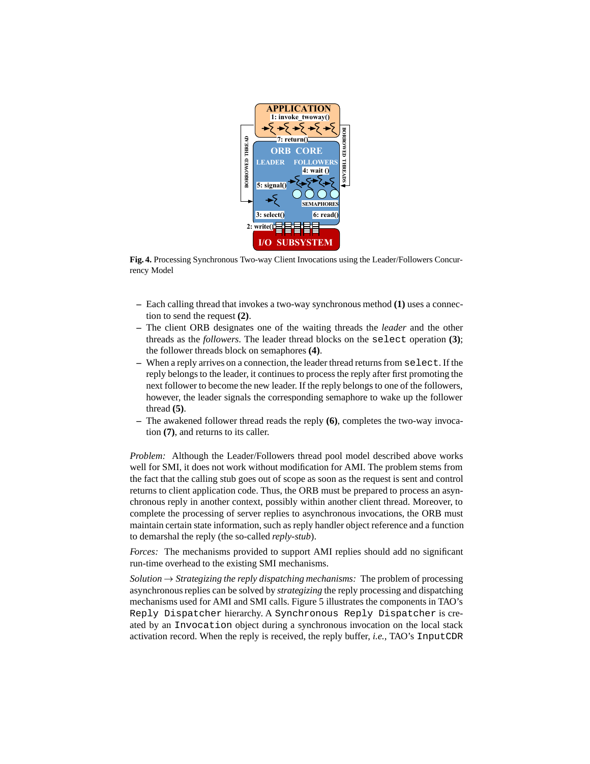**Fig. 4.** Processing Synchronous Two-way Client Invocations using the Leader/Followers Concurrency Model

– Each calling thread that invokes a two-way synchronous method **(1)** uses a connection to send the request **(2)**.
– The client ORB designates one of the waiting threads the *leader* and the other threads as the *followers*. The leader thread blocks on the `select` operation **(3)**; the follower threads block on semaphores **(4)**.
– When a reply arrives on a connection, the leader thread returns from `select`. If the reply belongs to the leader, it continues to process the reply after first promoting the next follower to become the new leader. If the reply belongs to one of the followers, however, the leader signals the corresponding semaphore to wake up the follower thread **(5)**.
– The awakened follower thread reads the reply **(6)**, completes the two-way invocation **(7)**, and returns to its caller.

*Problem:* Although the Leader/Followers thread pool model described above works well for SMI, it does not work without modification for AMI. The problem stems from the fact that the calling stub goes out of scope as soon as the request is sent and control returns to client application code. Thus, the ORB must be prepared to process an asynchronous reply in another context, possibly within another client thread. Moreover, to complete the processing of server replies to asynchronous invocations, the ORB must maintain certain state information, such as reply handler object reference and a function to demarshal the reply (the so-called *reply-stub*).

*Forces:* The mechanisms provided to support AMI replies should add no significant run-time overhead to the existing SMI mechanisms.

*Solution → Strategizing the reply dispatching mechanisms:* The problem of processing asynchronous replies can be solved by *strategizing* the reply processing and dispatching mechanisms used for AMI and SMI calls. Figure 5 illustrates the components in TAO's `Reply Dispatcher` hierarchy. A `Synchronous Reply Dispatcher` is created by an `Invocation` object during a synchronous invocation on the local stack activation record. When the reply is received, the reply buffer, *i.e.*, TAO's `InputCDR`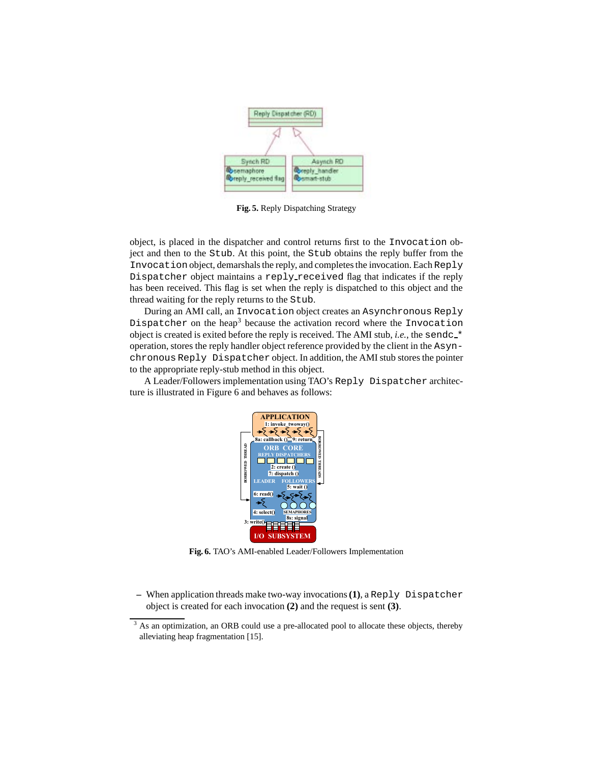**Fig. 5.** Reply Dispatching Strategy

object, is placed in the dispatcher and control returns first to the `Invocation` object and then to the `Stub`. At this point, the `Stub` obtains the reply buffer from the `Invocation` object, demarshals the reply, and completes the invocation. Each `Reply Dispatcher` object maintains a `reply_received` flag that indicates if the reply has been received. This flag is set when the reply is dispatched to this object and the thread waiting for the reply returns to the `Stub`.

During an AMI call, an `Invocation` object creates an `Asynchronous Reply Dispatcher` on the heap[3] because the activation record where the `Invocation` object is created is exited before the reply is received. The AMI stub, *i.e.*, the `sendc_*` operation, stores the reply handler object reference provided by the client in the `Asynchronous Reply Dispatcher` object. In addition, the AMI stub stores the pointer to the appropriate reply-stub method in this object.

A Leader/Followers implementation using TAO's `Reply Dispatcher` architecture is illustrated in Figure 6 and behaves as follows:

**Fig. 6.** TAO's AMI-enabled Leader/Followers Implementation

– When application threads make two-way invocations **(1)**, a `Reply Dispatcher` object is created for each invocation **(2)** and the request is sent **(3)**.

[3] As an optimization, an ORB could use a pre-allocated pool to allocate these objects, thereby alleviating heap fragmentation [15].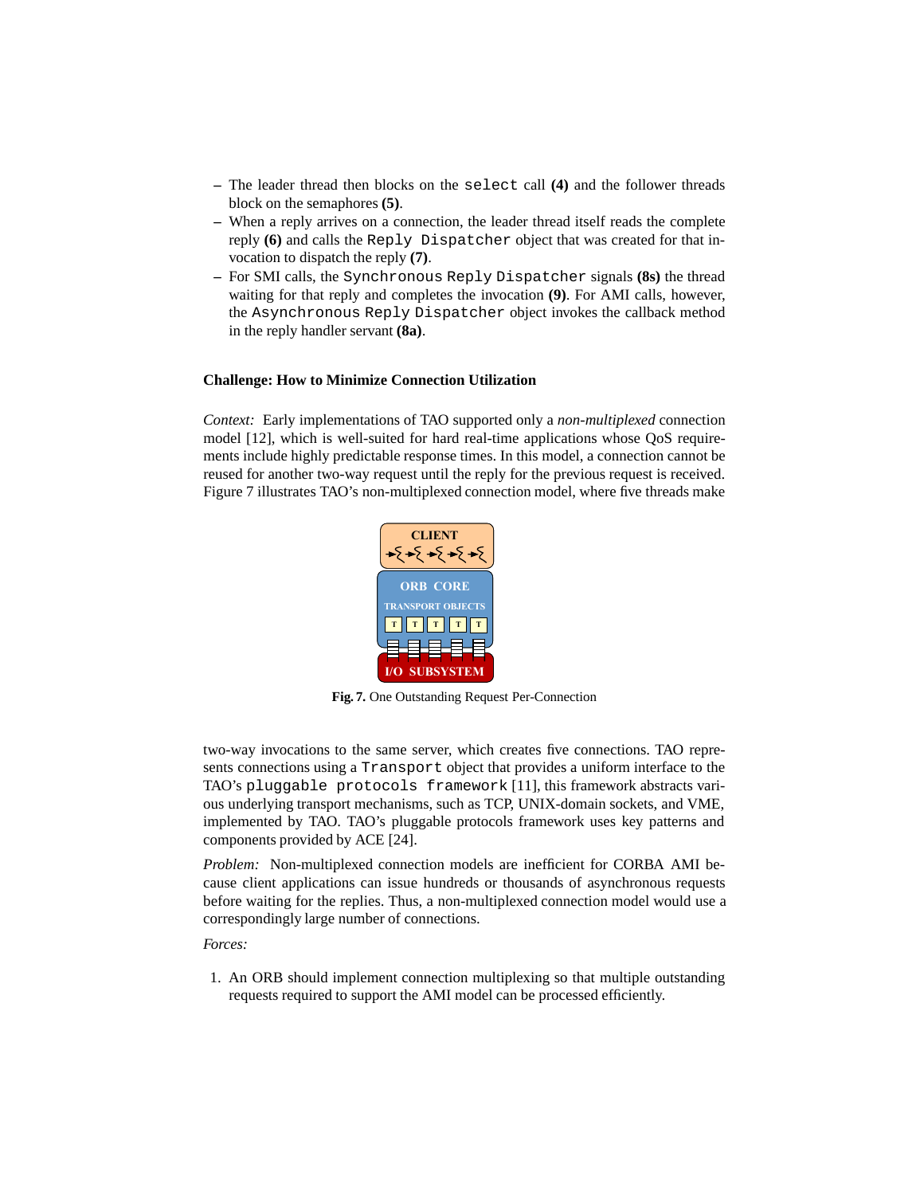- The leader thread then blocks on the `select` call **(4)** and the follower threads block on the semaphores **(5)**.
- When a reply arrives on a connection, the leader thread itself reads the complete reply **(6)** and calls the `Reply Dispatcher` object that was created for that invocation to dispatch the reply **(7)**.
- For SMI calls, the `Synchronous Reply Dispatcher` signals **(8s)** the thread waiting for that reply and completes the invocation **(9)**. For AMI calls, however, the `Asynchronous Reply Dispatcher` object invokes the callback method in the reply handler servant **(8a)**.

### Challenge: How to Minimize Connection Utilization

*Context:* Early implementations of TAO supported only a *non-multiplexed* connection model [12], which is well-suited for hard real-time applications whose QoS requirements include highly predictable response times. In this model, a connection cannot be reused for another two-way request until the reply for the previous request is received. Figure 7 illustrates TAO's non-multiplexed connection model, where five threads make two-way invocations to the same server, which creates five connections. TAO represents connections using a `Transport` object that provides a uniform interface to the TAO's `pluggable protocols framework` [11], this framework abstracts various underlying transport mechanisms, such as TCP, UNIX-domain sockets, and VME, implemented by TAO. TAO's pluggable protocols framework uses key patterns and components provided by ACE [24].

**Fig. 7.** One Outstanding Request Per-Connection

*Problem:* Non-multiplexed connection models are inefficient for CORBA AMI because client applications can issue hundreds or thousands of asynchronous requests before waiting for the replies. Thus, a non-multiplexed connection model would use a correspondingly large number of connections.

*Forces:*

1. An ORB should implement connection multiplexing so that multiple outstanding requests required to support the AMI model can be processed efficiently.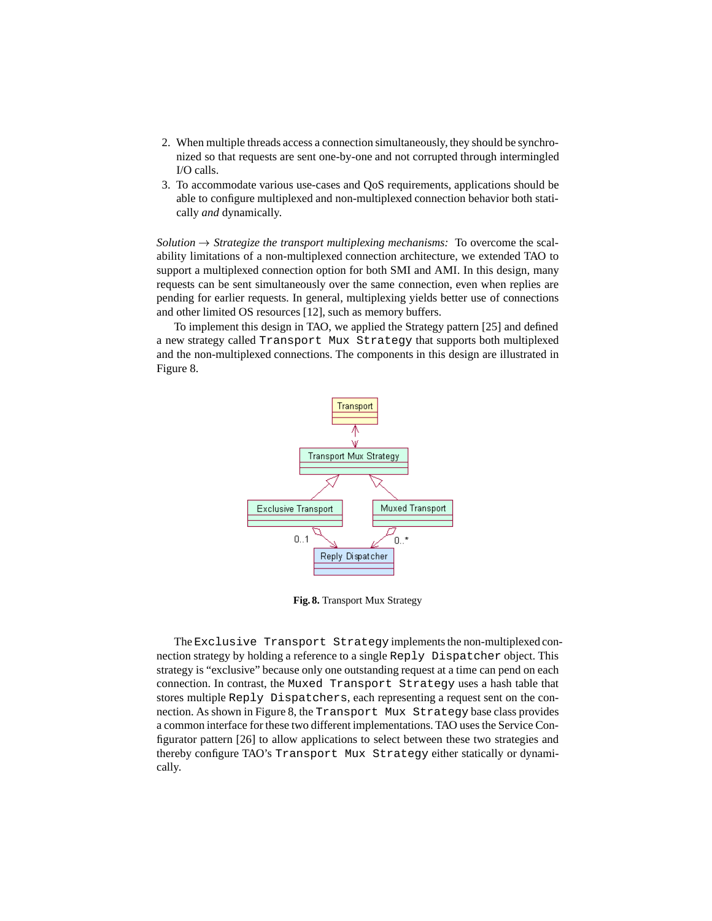2. When multiple threads access a connection simultaneously, they should be synchronized so that requests are sent one-by-one and not corrupted through intermingled I/O calls.
3. To accommodate various use-cases and QoS requirements, applications should be able to configure multiplexed and non-multiplexed connection behavior both statically *and* dynamically.

*Solution* → *Strategize the transport multiplexing mechanisms:* To overcome the scalability limitations of a non-multiplexed connection architecture, we extended TAO to support a multiplexed connection option for both SMI and AMI. In this design, many requests can be sent simultaneously over the same connection, even when replies are pending for earlier requests. In general, multiplexing yields better use of connections and other limited OS resources [12], such as memory buffers.

To implement this design in TAO, we applied the Strategy pattern [25] and defined a new strategy called `Transport Mux Strategy` that supports both multiplexed and the non-multiplexed connections. The components in this design are illustrated in Figure 8.

**Fig. 8.** Transport Mux Strategy

The `Exclusive Transport Strategy` implements the non-multiplexed connection strategy by holding a reference to a single `Reply Dispatcher` object. This strategy is "exclusive" because only one outstanding request at a time can pend on each connection. In contrast, the `Muxed Transport Strategy` uses a hash table that stores multiple `Reply Dispatchers`, each representing a request sent on the connection. As shown in Figure 8, the `Transport Mux Strategy` base class provides a common interface for these two different implementations. TAO uses the Service Configurator pattern [26] to allow applications to select between these two strategies and thereby configure TAO's `Transport Mux Strategy` either statically or dynamically.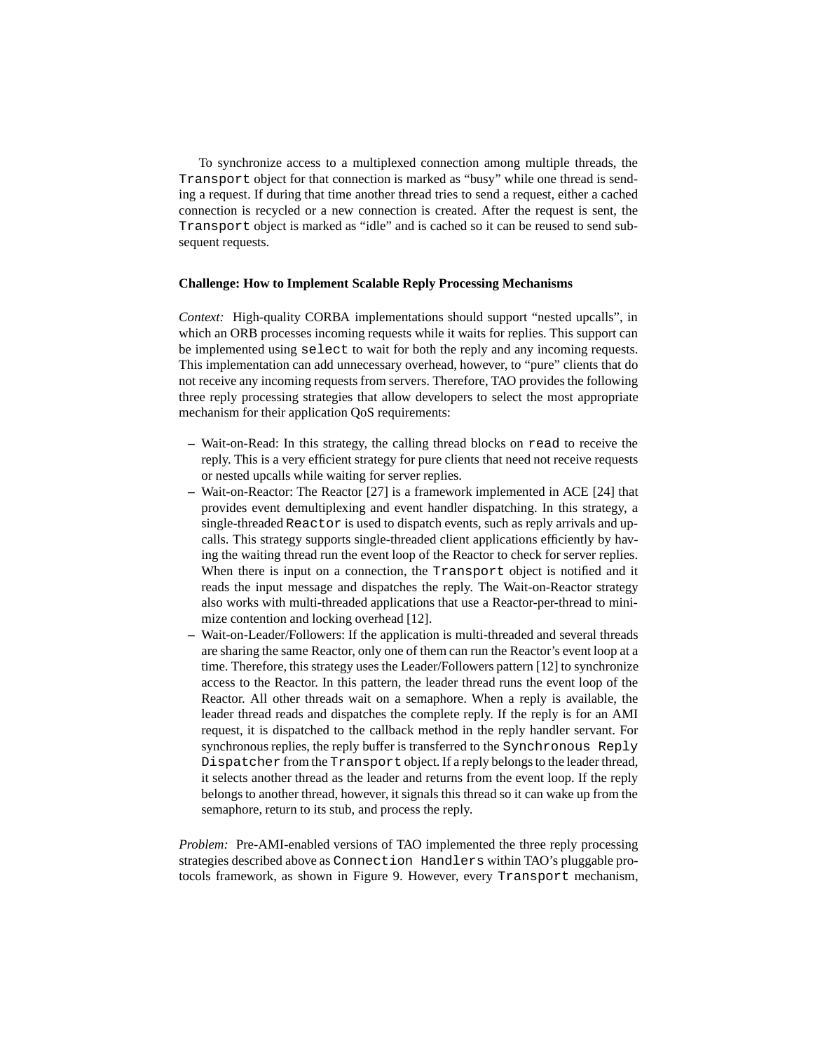To synchronize access to a multiplexed connection among multiple threads, the `Transport` object for that connection is marked as "busy" while one thread is sending a request. If during that time another thread tries to send a request, either a cached connection is recycled or a new connection is created. After the request is sent, the `Transport` object is marked as "idle" and is cached so it can be reused to send subsequent requests.

**Challenge: How to Implement Scalable Reply Processing Mechanisms**

*Context:* High-quality CORBA implementations should support "nested upcalls", in which an ORB processes incoming requests while it waits for replies. This support can be implemented using `select` to wait for both the reply and any incoming requests. This implementation can add unnecessary overhead, however, to "pure" clients that do not receive any incoming requests from servers. Therefore, TAO provides the following three reply processing strategies that allow developers to select the most appropriate mechanism for their application QoS requirements:

- Wait-on-Read: In this strategy, the calling thread blocks on `read` to receive the reply. This is a very efficient strategy for pure clients that need not receive requests or nested upcalls while waiting for server replies.
- Wait-on-Reactor: The Reactor [27] is a framework implemented in ACE [24] that provides event demultiplexing and event handler dispatching. In this strategy, a single-threaded `Reactor` is used to dispatch events, such as reply arrivals and upcalls. This strategy supports single-threaded client applications efficiently by having the waiting thread run the event loop of the Reactor to check for server replies. When there is input on a connection, the `Transport` object is notified and it reads the input message and dispatches the reply. The Wait-on-Reactor strategy also works with multi-threaded applications that use a Reactor-per-thread to minimize contention and locking overhead [12].
- Wait-on-Leader/Followers: If the application is multi-threaded and several threads are sharing the same Reactor, only one of them can run the Reactor's event loop at a time. Therefore, this strategy uses the Leader/Followers pattern [12] to synchronize access to the Reactor. In this pattern, the leader thread runs the event loop of the Reactor. All other threads wait on a semaphore. When a reply is available, the leader thread reads and dispatches the complete reply. If the reply is for an AMI request, it is dispatched to the callback method in the reply handler servant. For synchronous replies, the reply buffer is transferred to the `Synchronous Reply Dispatcher` from the `Transport` object. If a reply belongs to the leader thread, it selects another thread as the leader and returns from the event loop. If the reply belongs to another thread, however, it signals this thread so it can wake up from the semaphore, return to its stub, and process the reply.

*Problem:* Pre-AMI-enabled versions of TAO implemented the three reply processing strategies described above as `Connection Handlers` within TAO's pluggable protocols framework, as shown in Figure 9. However, every `Transport` mechanism,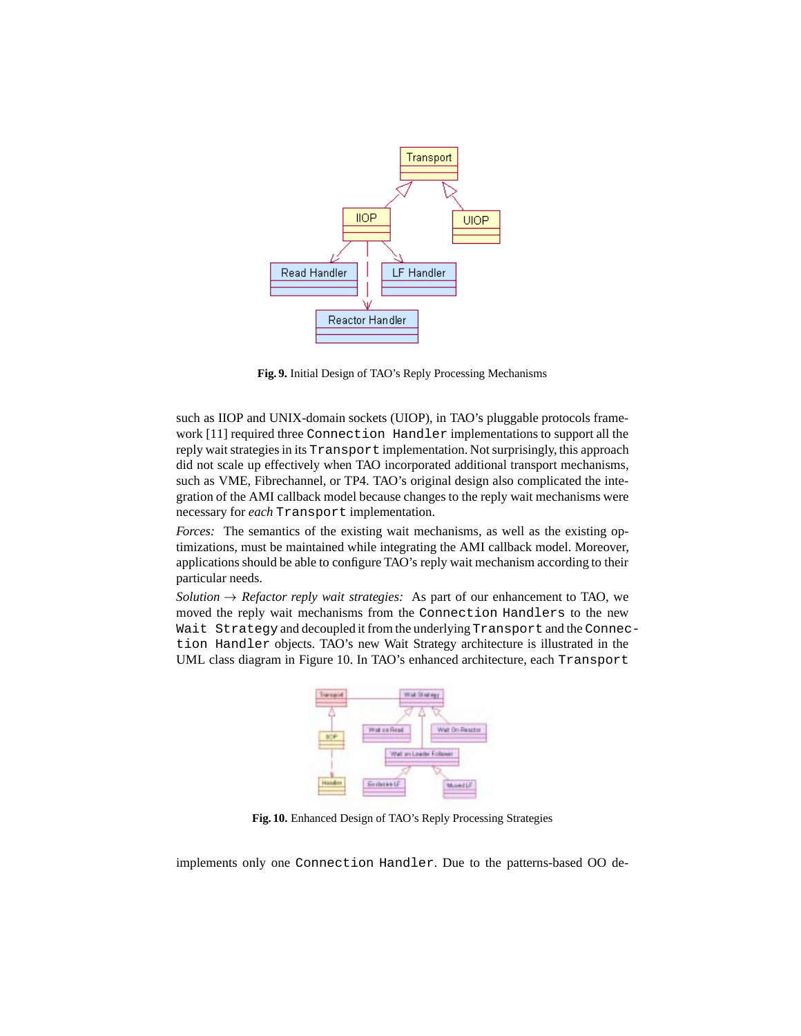Fig. 9. Initial Design of TAO's Reply Processing Mechanisms

such as IIOP and UNIX-domain sockets (UIOP), in TAO's pluggable protocols framework [11] required three `Connection Handler` implementations to support all the reply wait strategies in its `Transport` implementation. Not surprisingly, this approach did not scale up effectively when TAO incorporated additional transport mechanisms, such as VME, Fibrechannel, or TP4. TAO's original design also complicated the integration of the AMI callback model because changes to the reply wait mechanisms were necessary for *each* `Transport` implementation.

*Forces:* The semantics of the existing wait mechanisms, as well as the existing optimizations, must be maintained while integrating the AMI callback model. Moreover, applications should be able to configure TAO's reply wait mechanism according to their particular needs.

*Solution → Refactor reply wait strategies:* As part of our enhancement to TAO, we moved the reply wait mechanisms from the `Connection Handlers` to the new `Wait Strategy` and decoupled it from the underlying `Transport` and the `Connection Handler` objects. TAO's new Wait Strategy architecture is illustrated in the UML class diagram in Figure 10. In TAO's enhanced architecture, each `Transport`

Fig. 10. Enhanced Design of TAO's Reply Processing Strategies

implements only one `Connection Handler`. Due to the patterns-based OO de-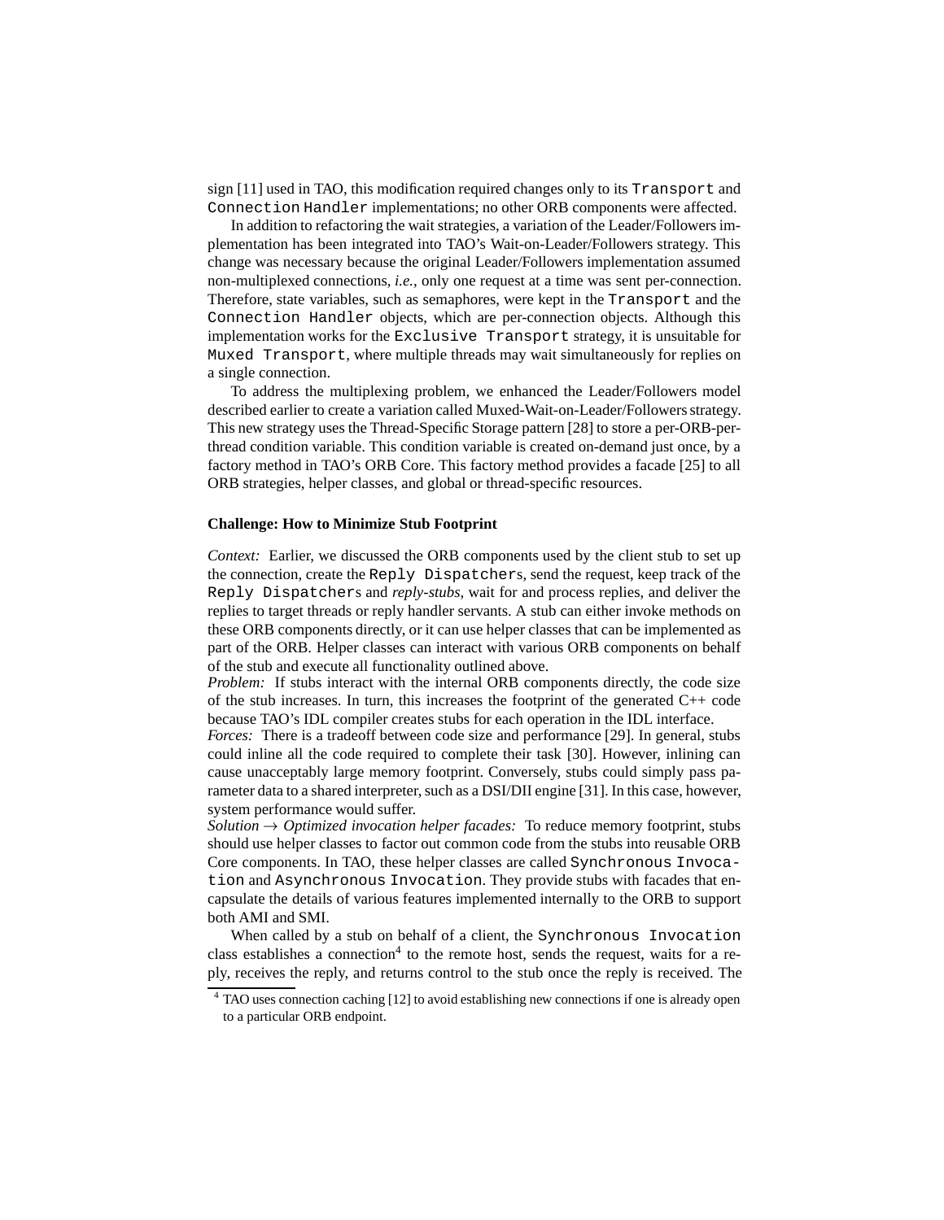sign [11] used in TAO, this modification required changes only to its `Transport` and `Connection Handler` implementations; no other ORB components were affected.

In addition to refactoring the wait strategies, a variation of the Leader/Followers implementation has been integrated into TAO's Wait-on-Leader/Followers strategy. This change was necessary because the original Leader/Followers implementation assumed non-multiplexed connections, *i.e.*, only one request at a time was sent per-connection. Therefore, state variables, such as semaphores, were kept in the `Transport` and the `Connection Handler` objects, which are per-connection objects. Although this implementation works for the `Exclusive Transport` strategy, it is unsuitable for `Muxed Transport`, where multiple threads may wait simultaneously for replies on a single connection.

To address the multiplexing problem, we enhanced the Leader/Followers model described earlier to create a variation called Muxed-Wait-on-Leader/Followers strategy. This new strategy uses the Thread-Specific Storage pattern [28] to store a per-ORB-per-thread condition variable. This condition variable is created on-demand just once, by a factory method in TAO's ORB Core. This factory method provides a facade [25] to all ORB strategies, helper classes, and global or thread-specific resources.

#### Challenge: How to Minimize Stub Footprint

*Context:* Earlier, we discussed the ORB components used by the client stub to set up the connection, create the `Reply Dispatcher`s, send the request, keep track of the `Reply Dispatcher`s and *reply-stubs*, wait for and process replies, and deliver the replies to target threads or reply handler servants. A stub can either invoke methods on these ORB components directly, or it can use helper classes that can be implemented as part of the ORB. Helper classes can interact with various ORB components on behalf of the stub and execute all functionality outlined above.
*Problem:* If stubs interact with the internal ORB components directly, the code size of the stub increases. In turn, this increases the footprint of the generated C++ code because TAO's IDL compiler creates stubs for each operation in the IDL interface.
*Forces:* There is a tradeoff between code size and performance [29]. In general, stubs could inline all the code required to complete their task [30]. However, inlining can cause unacceptably large memory footprint. Conversely, stubs could simply pass parameter data to a shared interpreter, such as a DSI/DII engine [31]. In this case, however, system performance would suffer.
*Solution* $\rightarrow$ *Optimized invocation helper facades:* To reduce memory footprint, stubs should use helper classes to factor out common code from the stubs into reusable ORB Core components. In TAO, these helper classes are called `Synchronous Invocation` and `Asynchronous Invocation`. They provide stubs with facades that encapsulate the details of various features implemented internally to the ORB to support both AMI and SMI.

When called by a stub on behalf of a client, the `Synchronous Invocation` class establishes a connection[4] to the remote host, sends the request, waits for a reply, receives the reply, and returns control to the stub once the reply is received. The

[4] TAO uses connection caching [12] to avoid establishing new connections if one is already open to a particular ORB endpoint.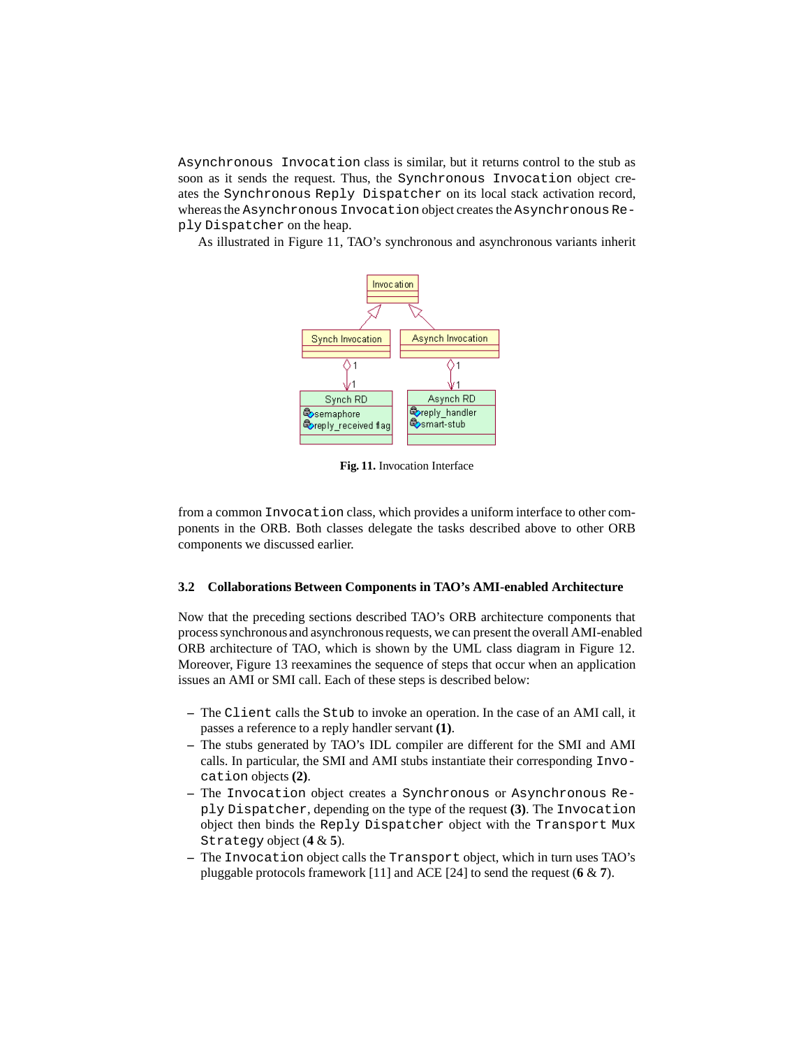Asynchronous Invocation class is similar, but it returns control to the stub as soon as it sends the request. Thus, the Synchronous Invocation object creates the Synchronous Reply Dispatcher on its local stack activation record, whereas the Asynchronous Invocation object creates the Asynchronous Reply Dispatcher on the heap.

As illustrated in Figure 11, TAO's synchronous and asynchronous variants inherit

**Fig. 11.** Invocation Interface

from a common Invocation class, which provides a uniform interface to other components in the ORB. Both classes delegate the tasks described above to other ORB components we discussed earlier.

### 3.2 Collaborations Between Components in TAO's AMI-enabled Architecture

Now that the preceding sections described TAO's ORB architecture components that process synchronous and asynchronous requests, we can present the overall AMI-enabled ORB architecture of TAO, which is shown by the UML class diagram in Figure 12. Moreover, Figure 13 reexamines the sequence of steps that occur when an application issues an AMI or SMI call. Each of these steps is described below:

- The Client calls the Stub to invoke an operation. In the case of an AMI call, it passes a reference to a reply handler servant **(1)**.
- The stubs generated by TAO's IDL compiler are different for the SMI and AMI calls. In particular, the SMI and AMI stubs instantiate their corresponding Invocation objects **(2)**.
- The Invocation object creates a Synchronous or Asynchronous Reply Dispatcher, depending on the type of the request **(3)**. The Invocation object then binds the Reply Dispatcher object with the Transport Mux Strategy object (**4** & **5**).
- The Invocation object calls the Transport object, which in turn uses TAO's pluggable protocols framework [11] and ACE [24] to send the request (**6** & **7**).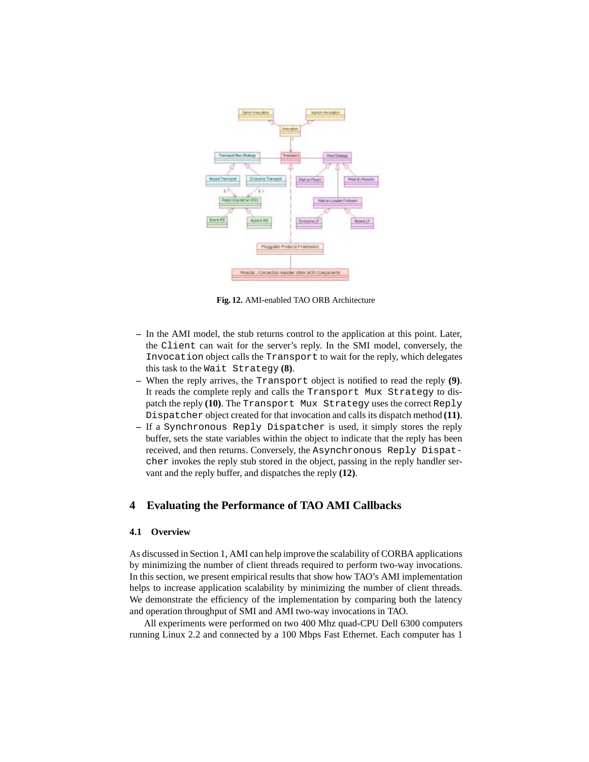**Fig. 12.** AMI-enabled TAO ORB Architecture

– In the AMI model, the stub returns control to the application at this point. Later, the `Client` can wait for the server's reply. In the SMI model, conversely, the `Invocation` object calls the `Transport` to wait for the reply, which delegates this task to the `Wait Strategy` **(8)**.
– When the reply arrives, the `Transport` object is notified to read the reply **(9)**. It reads the complete reply and calls the `Transport Mux Strategy` to dispatch the reply **(10)**. The `Transport Mux Strategy` uses the correct `Reply Dispatcher` object created for that invocation and calls its dispatch method **(11)**.
– If a `Synchronous Reply Dispatcher` is used, it simply stores the reply buffer, sets the state variables within the object to indicate that the reply has been received, and then returns. Conversely, the `Asynchronous Reply Dispatcher` invokes the reply stub stored in the object, passing in the reply handler servant and the reply buffer, and dispatches the reply **(12)**.

## 4 Evaluating the Performance of TAO AMI Callbacks

### 4.1 Overview

As discussed in Section 1, AMI can help improve the scalability of CORBA applications by minimizing the number of client threads required to perform two-way invocations. In this section, we present empirical results that show how TAO's AMI implementation helps to increase application scalability by minimizing the number of client threads. We demonstrate the efficiency of the implementation by comparing both the latency and operation throughput of SMI and AMI two-way invocations in TAO.

All experiments were performed on two 400 Mhz quad-CPU Dell 6300 computers running Linux 2.2 and connected by a 100 Mbps Fast Ethernet. Each computer has 1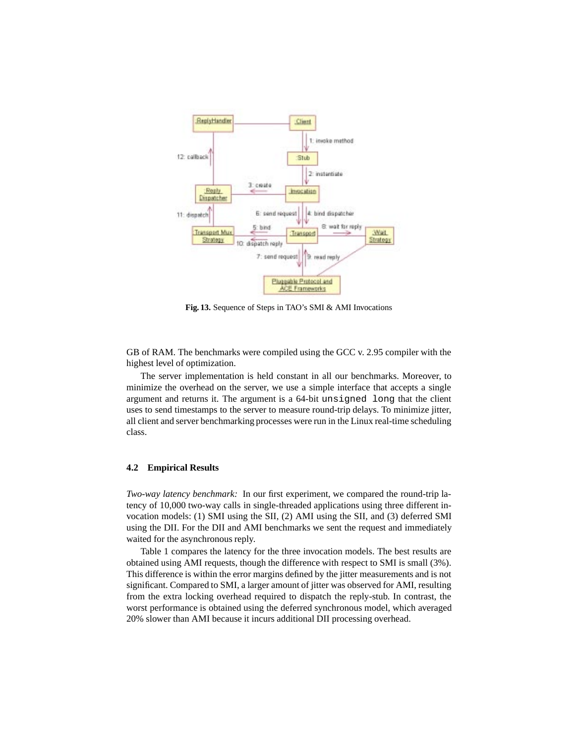**Fig. 13.** Sequence of Steps in TAO's SMI & AMI Invocations

GB of RAM. The benchmarks were compiled using the GCC v. 2.95 compiler with the highest level of optimization.

The server implementation is held constant in all our benchmarks. Moreover, to minimize the overhead on the server, we use a simple interface that accepts a single argument and returns it. The argument is a 64-bit `unsigned long` that the client uses to send timestamps to the server to measure round-trip delays. To minimize jitter, all client and server benchmarking processes were run in the Linux real-time scheduling class.

### 4.2 Empirical Results

*Two-way latency benchmark:* In our first experiment, we compared the round-trip latency of 10,000 two-way calls in single-threaded applications using three different invocation models: (1) SMI using the SII, (2) AMI using the SII, and (3) deferred SMI using the DII. For the DII and AMI benchmarks we sent the request and immediately waited for the asynchronous reply.

Table 1 compares the latency for the three invocation models. The best results are obtained using AMI requests, though the difference with respect to SMI is small (3%). This difference is within the error margins defined by the jitter measurements and is not significant. Compared to SMI, a larger amount of jitter was observed for AMI, resulting from the extra locking overhead required to dispatch the reply-stub. In contrast, the worst performance is obtained using the deferred synchronous model, which averaged 20% slower than AMI because it incurs additional DII processing overhead.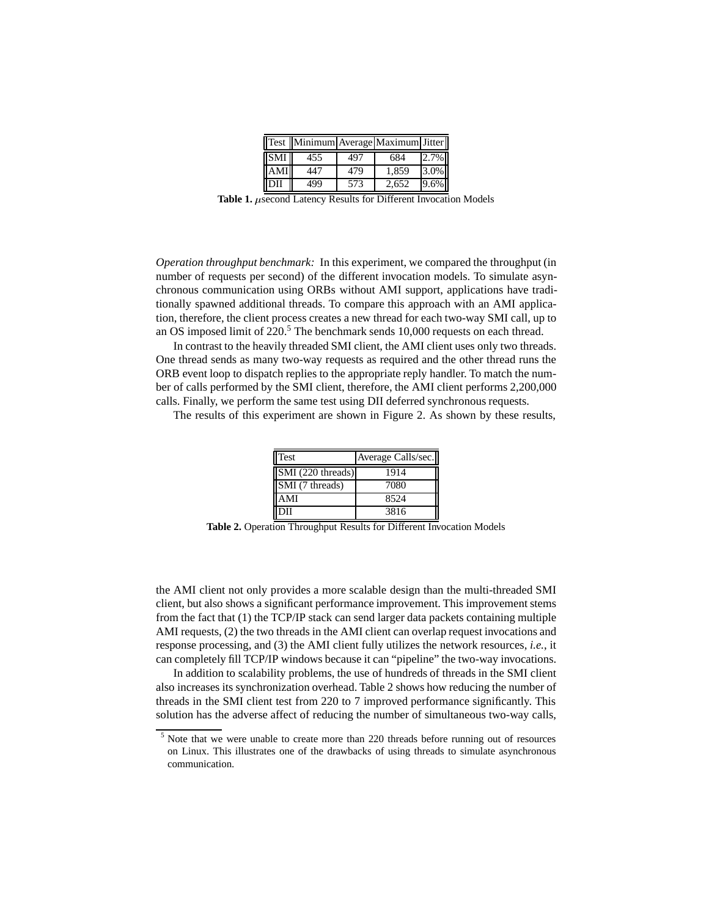| Test | Minimum | Average | Maximum | Jitter |
|---|---|---|---|---|
| SMI | 455 | 497 | 684 | 2.7% |
| AMI | 447 | 479 | 1,859 | 3.0% |
| DII | 499 | 573 | 2,652 | 9.6% |

**Table 1.** $\mu$second Latency Results for Different Invocation Models

*Operation throughput benchmark:* In this experiment, we compared the throughput (in number of requests per second) of the different invocation models. To simulate asynchronous communication using ORBs without AMI support, applications have traditionally spawned additional threads. To compare this approach with an AMI application, therefore, the client process creates a new thread for each two-way SMI call, up to an OS imposed limit of 220.[5] The benchmark sends 10,000 requests on each thread.

In contrast to the heavily threaded SMI client, the AMI client uses only two threads. One thread sends as many two-way requests as required and the other thread runs the ORB event loop to dispatch replies to the appropriate reply handler. To match the number of calls performed by the SMI client, therefore, the AMI client performs 2,200,000 calls. Finally, we perform the same test using DII deferred synchronous requests.

The results of this experiment are shown in Figure 2. As shown by these results,

| Test | Average Calls/sec. |
|---|---|
| SMI (220 threads) | 1914 |
| SMI (7 threads) | 7080 |
| AMI | 8524 |
| DII | 3816 |

**Table 2.** Operation Throughput Results for Different Invocation Models

the AMI client not only provides a more scalable design than the multi-threaded SMI client, but also shows a significant performance improvement. This improvement stems from the fact that (1) the TCP/IP stack can send larger data packets containing multiple AMI requests, (2) the two threads in the AMI client can overlap request invocations and response processing, and (3) the AMI client fully utilizes the network resources, *i.e.*, it can completely fill TCP/IP windows because it can "pipeline" the two-way invocations.

In addition to scalability problems, the use of hundreds of threads in the SMI client also increases its synchronization overhead. Table 2 shows how reducing the number of threads in the SMI client test from 220 to 7 improved performance significantly. This solution has the adverse affect of reducing the number of simultaneous two-way calls,

[5] Note that we were unable to create more than 220 threads before running out of resources on Linux. This illustrates one of the drawbacks of using threads to simulate asynchronous communication.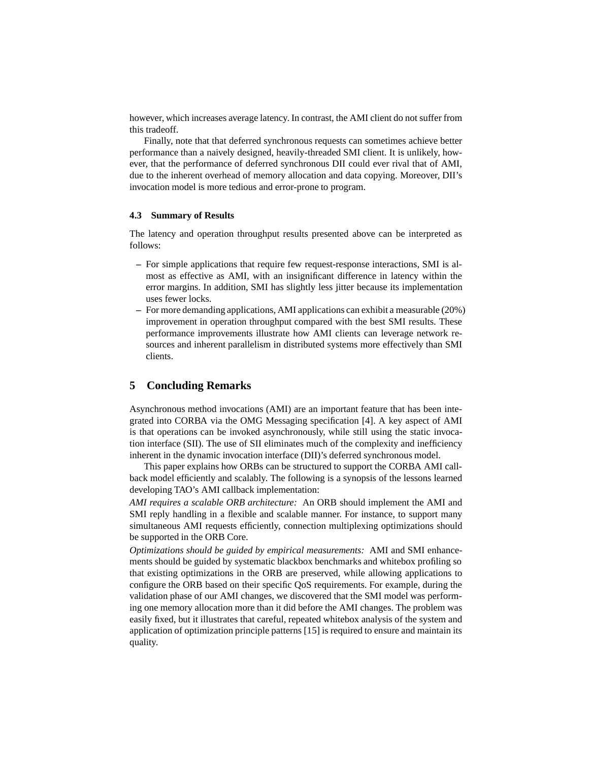however, which increases average latency. In contrast, the AMI client do not suffer from this tradeoff.

Finally, note that that deferred synchronous requests can sometimes achieve better performance than a naively designed, heavily-threaded SMI client. It is unlikely, however, that the performance of deferred synchronous DII could ever rival that of AMI, due to the inherent overhead of memory allocation and data copying. Moreover, DII's invocation model is more tedious and error-prone to program.

### 4.3 Summary of Results

The latency and operation throughput results presented above can be interpreted as follows:

- For simple applications that require few request-response interactions, SMI is almost as effective as AMI, with an insignificant difference in latency within the error margins. In addition, SMI has slightly less jitter because its implementation uses fewer locks.
- For more demanding applications, AMI applications can exhibit a measurable (20%) improvement in operation throughput compared with the best SMI results. These performance improvements illustrate how AMI clients can leverage network resources and inherent parallelism in distributed systems more effectively than SMI clients.

## 5 Concluding Remarks

Asynchronous method invocations (AMI) are an important feature that has been integrated into CORBA via the OMG Messaging specification [4]. A key aspect of AMI is that operations can be invoked asynchronously, while still using the static invocation interface (SII). The use of SII eliminates much of the complexity and inefficiency inherent in the dynamic invocation interface (DII)'s deferred synchronous model.

This paper explains how ORBs can be structured to support the CORBA AMI callback model efficiently and scalably. The following is a synopsis of the lessons learned developing TAO's AMI callback implementation:

*AMI requires a scalable ORB architecture:* An ORB should implement the AMI and SMI reply handling in a flexible and scalable manner. For instance, to support many simultaneous AMI requests efficiently, connection multiplexing optimizations should be supported in the ORB Core.

*Optimizations should be guided by empirical measurements:* AMI and SMI enhancements should be guided by systematic blackbox benchmarks and whitebox profiling so that existing optimizations in the ORB are preserved, while allowing applications to configure the ORB based on their specific QoS requirements. For example, during the validation phase of our AMI changes, we discovered that the SMI model was performing one memory allocation more than it did before the AMI changes. The problem was easily fixed, but it illustrates that careful, repeated whitebox analysis of the system and application of optimization principle patterns [15] is required to ensure and maintain its quality.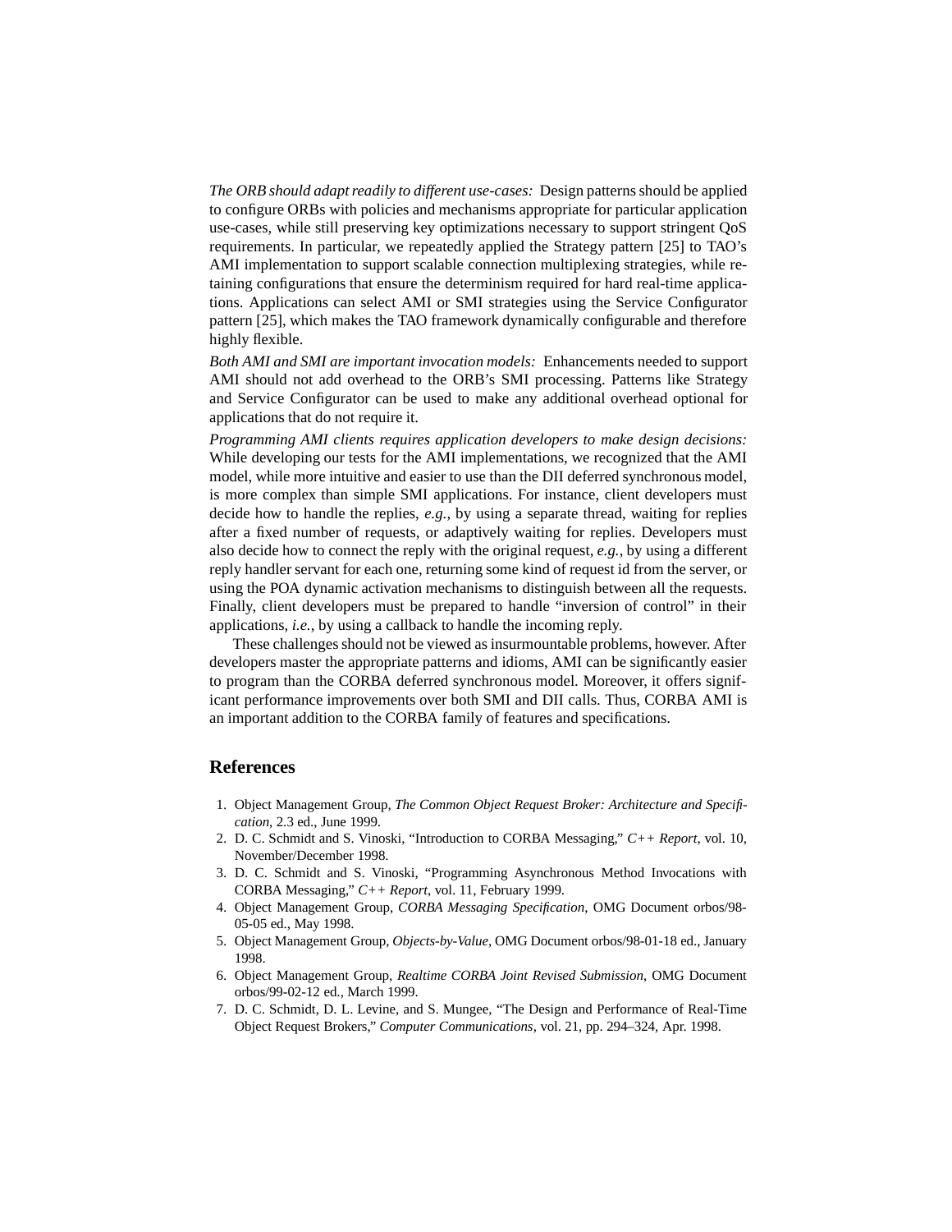*The ORB should adapt readily to different use-cases:* Design patterns should be applied to configure ORBs with policies and mechanisms appropriate for particular application use-cases, while still preserving key optimizations necessary to support stringent QoS requirements. In particular, we repeatedly applied the Strategy pattern [25] to TAO's AMI implementation to support scalable connection multiplexing strategies, while retaining configurations that ensure the determinism required for hard real-time applications. Applications can select AMI or SMI strategies using the Service Configurator pattern [25], which makes the TAO framework dynamically configurable and therefore highly flexible.

*Both AMI and SMI are important invocation models:* Enhancements needed to support AMI should not add overhead to the ORB's SMI processing. Patterns like Strategy and Service Configurator can be used to make any additional overhead optional for applications that do not require it.

*Programming AMI clients requires application developers to make design decisions:* While developing our tests for the AMI implementations, we recognized that the AMI model, while more intuitive and easier to use than the DII deferred synchronous model, is more complex than simple SMI applications. For instance, client developers must decide how to handle the replies, *e.g.*, by using a separate thread, waiting for replies after a fixed number of requests, or adaptively waiting for replies. Developers must also decide how to connect the reply with the original request, *e.g.*, by using a different reply handler servant for each one, returning some kind of request id from the server, or using the POA dynamic activation mechanisms to distinguish between all the requests. Finally, client developers must be prepared to handle "inversion of control" in their applications, *i.e.*, by using a callback to handle the incoming reply.

These challenges should not be viewed as insurmountable problems, however. After developers master the appropriate patterns and idioms, AMI can be significantly easier to program than the CORBA deferred synchronous model. Moreover, it offers significant performance improvements over both SMI and DII calls. Thus, CORBA AMI is an important addition to the CORBA family of features and specifications.

## References

1. Object Management Group, *The Common Object Request Broker: Architecture and Specification*, 2.3 ed., June 1999.
2. D. C. Schmidt and S. Vinoski, "Introduction to CORBA Messaging," *C++ Report*, vol. 10, November/December 1998.
3. D. C. Schmidt and S. Vinoski, "Programming Asynchronous Method Invocations with CORBA Messaging," *C++ Report*, vol. 11, February 1999.
4. Object Management Group, *CORBA Messaging Specification*, OMG Document orbos/98-05-05 ed., May 1998.
5. Object Management Group, *Objects-by-Value*, OMG Document orbos/98-01-18 ed., January 1998.
6. Object Management Group, *Realtime CORBA Joint Revised Submission*, OMG Document orbos/99-02-12 ed., March 1999.
7. D. C. Schmidt, D. L. Levine, and S. Mungee, "The Design and Performance of Real-Time Object Request Brokers," *Computer Communications*, vol. 21, pp. 294–324, Apr. 1998.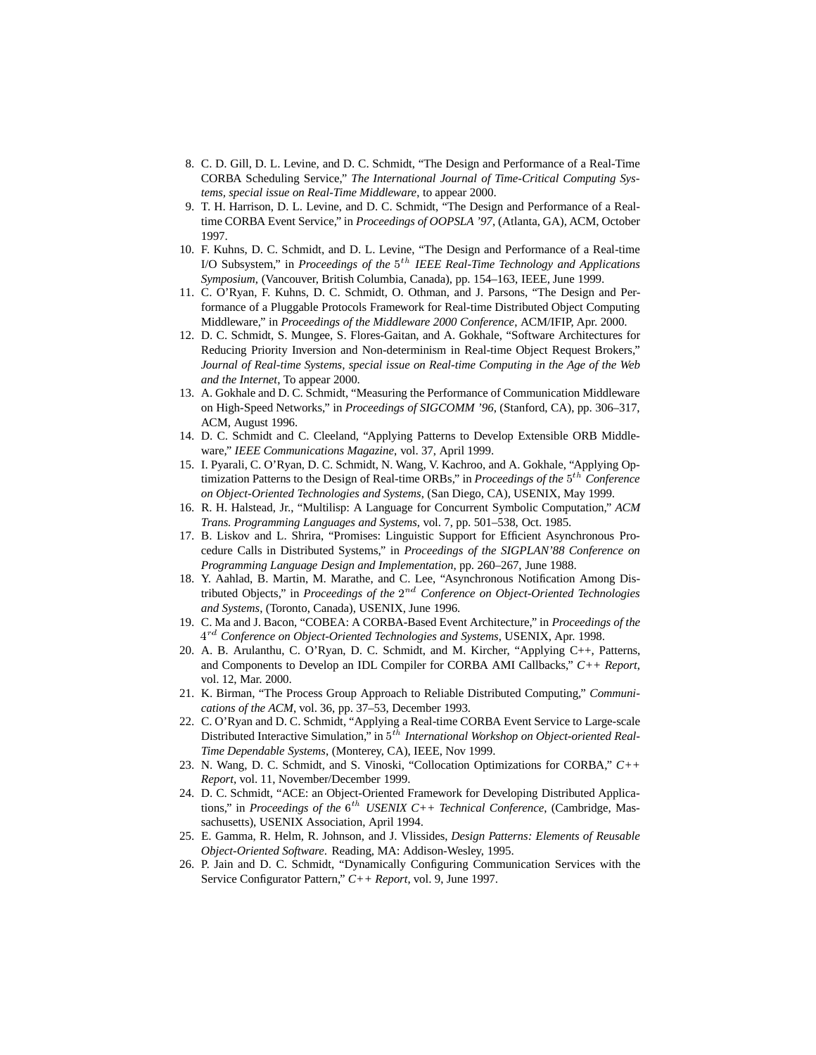8. C. D. Gill, D. L. Levine, and D. C. Schmidt, “The Design and Performance of a Real-Time CORBA Scheduling Service,” *The International Journal of Time-Critical Computing Systems, special issue on Real-Time Middleware*, to appear 2000.
9. T. H. Harrison, D. L. Levine, and D. C. Schmidt, “The Design and Performance of a Real-time CORBA Event Service,” in *Proceedings of OOPSLA ’97*, (Atlanta, GA), ACM, October 1997.
10. F. Kuhns, D. C. Schmidt, and D. L. Levine, “The Design and Performance of a Real-time I/O Subsystem,” in *Proceedings of the* $5^{th}$ *IEEE Real-Time Technology and Applications Symposium*, (Vancouver, British Columbia, Canada), pp. 154–163, IEEE, June 1999.
11. C. O’Ryan, F. Kuhns, D. C. Schmidt, O. Othman, and J. Parsons, “The Design and Performance of a Pluggable Protocols Framework for Real-time Distributed Object Computing Middleware,” in *Proceedings of the Middleware 2000 Conference*, ACM/IFIP, Apr. 2000.
12. D. C. Schmidt, S. Mungee, S. Flores-Gaitan, and A. Gokhale, “Software Architectures for Reducing Priority Inversion and Non-determinism in Real-time Object Request Brokers,” *Journal of Real-time Systems, special issue on Real-time Computing in the Age of the Web and the Internet*, To appear 2000.
13. A. Gokhale and D. C. Schmidt, “Measuring the Performance of Communication Middleware on High-Speed Networks,” in *Proceedings of SIGCOMM ’96*, (Stanford, CA), pp. 306–317, ACM, August 1996.
14. D. C. Schmidt and C. Cleeland, “Applying Patterns to Develop Extensible ORB Middleware,” *IEEE Communications Magazine*, vol. 37, April 1999.
15. I. Pyarali, C. O’Ryan, D. C. Schmidt, N. Wang, V. Kachroo, and A. Gokhale, “Applying Optimization Patterns to the Design of Real-time ORBs,” in *Proceedings of the* $5^{th}$ *Conference on Object-Oriented Technologies and Systems*, (San Diego, CA), USENIX, May 1999.
16. R. H. Halstead, Jr., “Multilisp: A Language for Concurrent Symbolic Computation,” *ACM Trans. Programming Languages and Systems*, vol. 7, pp. 501–538, Oct. 1985.
17. B. Liskov and L. Shrira, “Promises: Linguistic Support for Efficient Asynchronous Procedure Calls in Distributed Systems,” in *Proceedings of the SIGPLAN’88 Conference on Programming Language Design and Implementation*, pp. 260–267, June 1988.
18. Y. Aahlad, B. Martin, M. Marathe, and C. Lee, “Asynchronous Notification Among Distributed Objects,” in *Proceedings of the* $2^{nd}$ *Conference on Object-Oriented Technologies and Systems*, (Toronto, Canada), USENIX, June 1996.
19. C. Ma and J. Bacon, “COBEA: A CORBA-Based Event Architecture,” in *Proceedings of the* $4^{rd}$ *Conference on Object-Oriented Technologies and Systems*, USENIX, Apr. 1998.
20. A. B. Arulanthu, C. O’Ryan, D. C. Schmidt, and M. Kircher, “Applying C++, Patterns, and Components to Develop an IDL Compiler for CORBA AMI Callbacks,” *C++ Report*, vol. 12, Mar. 2000.
21. K. Birman, “The Process Group Approach to Reliable Distributed Computing,” *Communications of the ACM*, vol. 36, pp. 37–53, December 1993.
22. C. O’Ryan and D. C. Schmidt, “Applying a Real-time CORBA Event Service to Large-scale Distributed Interactive Simulation,” in $5^{th}$ *International Workshop on Object-oriented Real-Time Dependable Systems*, (Monterey, CA), IEEE, Nov 1999.
23. N. Wang, D. C. Schmidt, and S. Vinoski, “Collocation Optimizations for CORBA,” *C++ Report*, vol. 11, November/December 1999.
24. D. C. Schmidt, “ACE: an Object-Oriented Framework for Developing Distributed Applications,” in *Proceedings of the* $6^{th}$ *USENIX C++ Technical Conference*, (Cambridge, Massachusetts), USENIX Association, April 1994.
25. E. Gamma, R. Helm, R. Johnson, and J. Vlissides, *Design Patterns: Elements of Reusable Object-Oriented Software*. Reading, MA: Addison-Wesley, 1995.
26. P. Jain and D. C. Schmidt, “Dynamically Configuring Communication Services with the Service Configurator Pattern,” *C++ Report*, vol. 9, June 1997.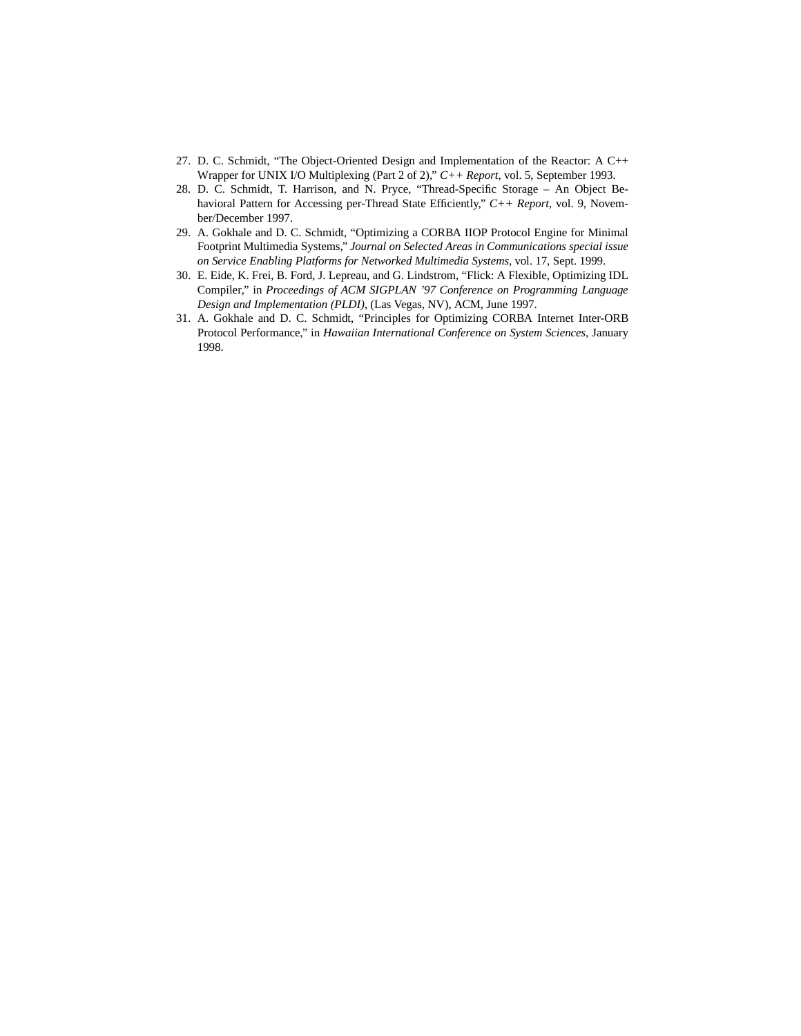27. D. C. Schmidt, "The Object-Oriented Design and Implementation of the Reactor: A C++ Wrapper for UNIX I/O Multiplexing (Part 2 of 2)," *C++ Report*, vol. 5, September 1993.
28. D. C. Schmidt, T. Harrison, and N. Pryce, "Thread-Specific Storage – An Object Behavioral Pattern for Accessing per-Thread State Efficiently," *C++ Report*, vol. 9, November/December 1997.
29. A. Gokhale and D. C. Schmidt, "Optimizing a CORBA IIOP Protocol Engine for Minimal Footprint Multimedia Systems," *Journal on Selected Areas in Communications special issue on Service Enabling Platforms for Networked Multimedia Systems*, vol. 17, Sept. 1999.
30. E. Eide, K. Frei, B. Ford, J. Lepreau, and G. Lindstrom, "Flick: A Flexible, Optimizing IDL Compiler," in *Proceedings of ACM SIGPLAN '97 Conference on Programming Language Design and Implementation (PLDI)*, (Las Vegas, NV), ACM, June 1997.
31. A. Gokhale and D. C. Schmidt, "Principles for Optimizing CORBA Internet Inter-ORB Protocol Performance," in *Hawaiian International Conference on System Sciences*, January 1998.